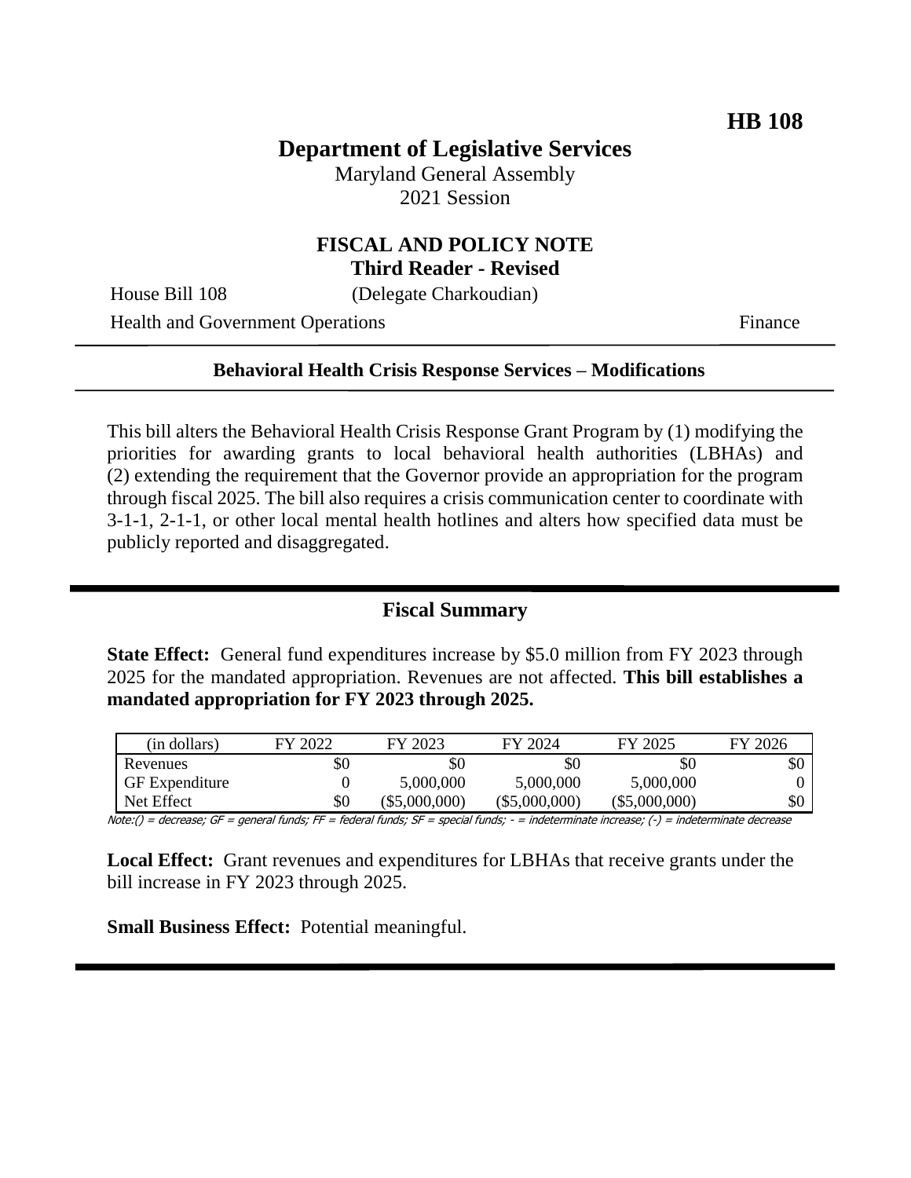**HB 108**

# Department of Legislative Services

Maryland General Assembly
2021 Session

## FISCAL AND POLICY NOTE
### Third Reader - Revised

House Bill 108 (Delegate Charkoudian)

Health and Government Operations Finance

**Behavioral Health Crisis Response Services – Modifications**

This bill alters the Behavioral Health Crisis Response Grant Program by (1) modifying the priorities for awarding grants to local behavioral health authorities (LBHAs) and (2) extending the requirement that the Governor provide an appropriation for the program through fiscal 2025. The bill also requires a crisis communication center to coordinate with 3-1-1, 2-1-1, or other local mental health hotlines and alters how specified data must be publicly reported and disaggregated.

## Fiscal Summary

**State Effect:** General fund expenditures increase by $5.0 million from FY 2023 through 2025 for the mandated appropriation. Revenues are not affected. **This bill establishes a mandated appropriation for FY 2023 through 2025.**

| (in dollars) | FY 2022 | FY 2023 | FY 2024 | FY 2025 | FY 2026 |
|---|---|---|---|---|---|
| Revenues | $0 | $0 | $0 | $0 | $0 |
| GF Expenditure | 0 | 5,000,000 | 5,000,000 | 5,000,000 | 0 |
| Net Effect | $0 | ($5,000,000) | ($5,000,000) | ($5,000,000) | $0 |

Note:() = decrease; GF = general funds; FF = federal funds; SF = special funds; - = indeterminate increase; (-) = indeterminate decrease

**Local Effect:** Grant revenues and expenditures for LBHAs that receive grants under the bill increase in FY 2023 through 2025.

**Small Business Effect:** Potential meaningful.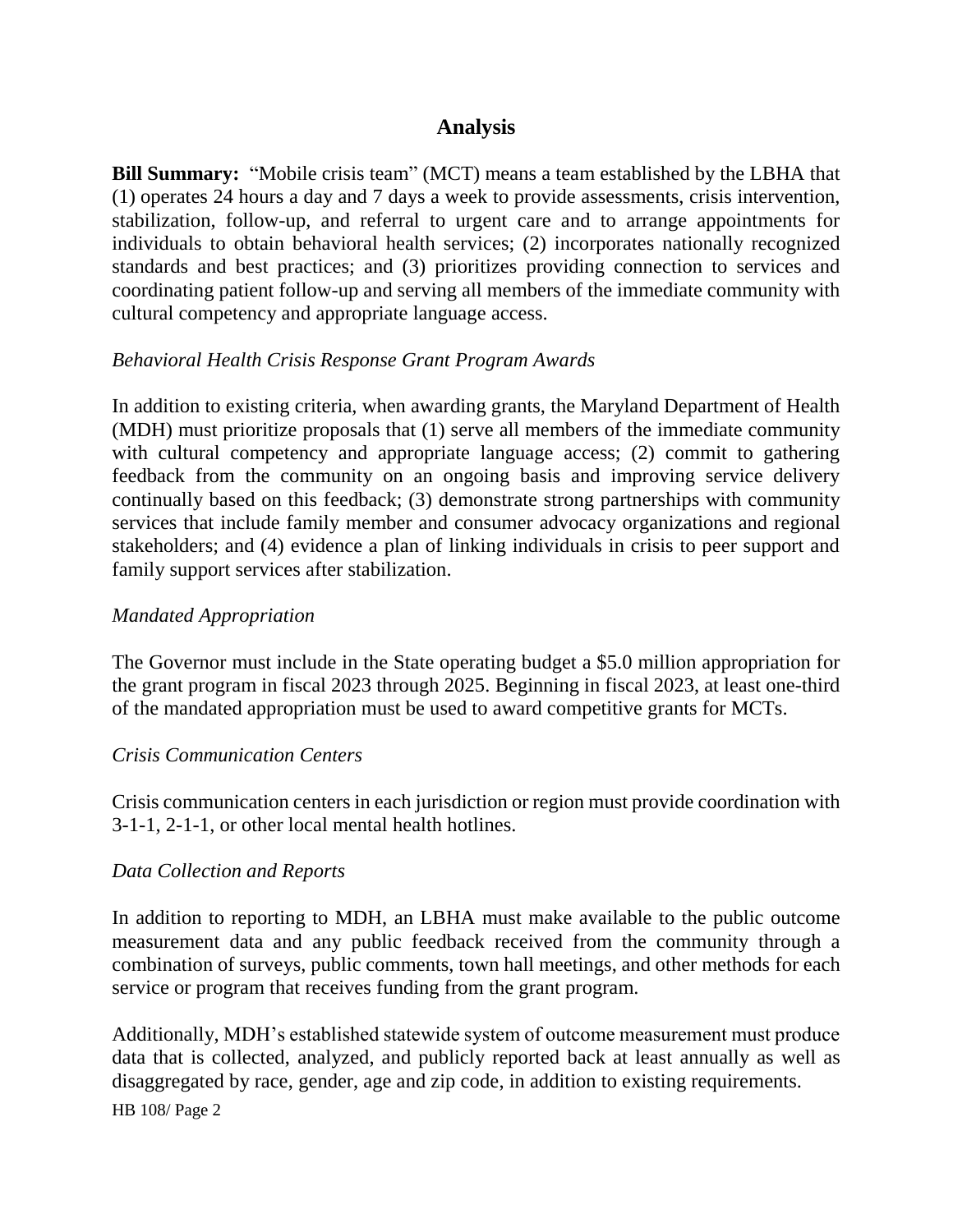## Analysis

**Bill Summary:** "Mobile crisis team" (MCT) means a team established by the LBHA that (1) operates 24 hours a day and 7 days a week to provide assessments, crisis intervention, stabilization, follow-up, and referral to urgent care and to arrange appointments for individuals to obtain behavioral health services; (2) incorporates nationally recognized standards and best practices; and (3) prioritizes providing connection to services and coordinating patient follow-up and serving all members of the immediate community with cultural competency and appropriate language access.

*Behavioral Health Crisis Response Grant Program Awards*

In addition to existing criteria, when awarding grants, the Maryland Department of Health (MDH) must prioritize proposals that (1) serve all members of the immediate community with cultural competency and appropriate language access; (2) commit to gathering feedback from the community on an ongoing basis and improving service delivery continually based on this feedback; (3) demonstrate strong partnerships with community services that include family member and consumer advocacy organizations and regional stakeholders; and (4) evidence a plan of linking individuals in crisis to peer support and family support services after stabilization.

*Mandated Appropriation*

The Governor must include in the State operating budget a $5.0 million appropriation for the grant program in fiscal 2023 through 2025. Beginning in fiscal 2023, at least one-third of the mandated appropriation must be used to award competitive grants for MCTs.

*Crisis Communication Centers*

Crisis communication centers in each jurisdiction or region must provide coordination with 3-1-1, 2-1-1, or other local mental health hotlines.

*Data Collection and Reports*

In addition to reporting to MDH, an LBHA must make available to the public outcome measurement data and any public feedback received from the community through a combination of surveys, public comments, town hall meetings, and other methods for each service or program that receives funding from the grant program.

Additionally, MDH's established statewide system of outcome measurement must produce data that is collected, analyzed, and publicly reported back at least annually as well as disaggregated by race, gender, age and zip code, in addition to existing requirements.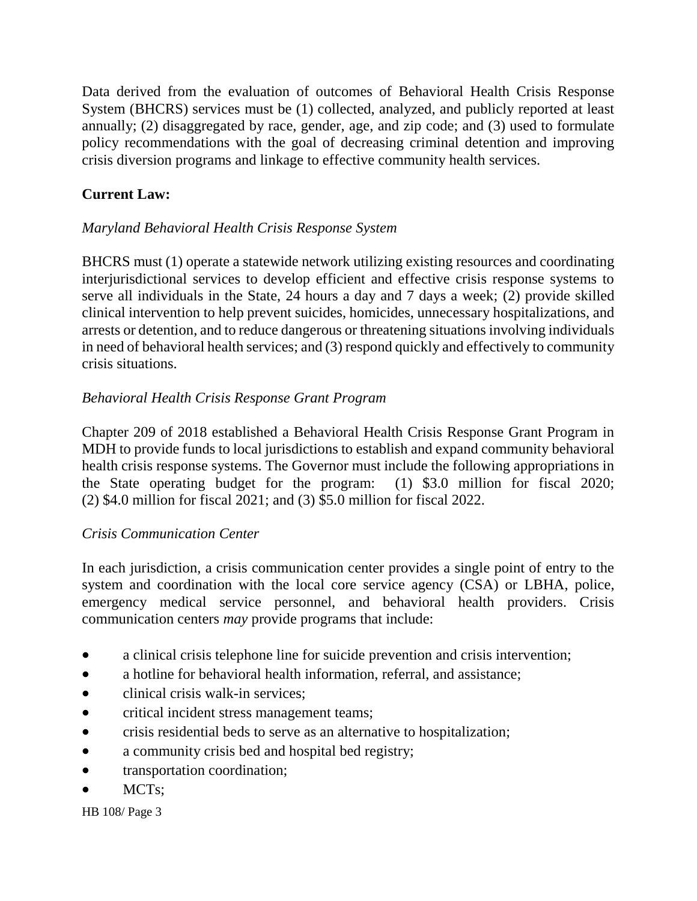Data derived from the evaluation of outcomes of Behavioral Health Crisis Response System (BHCRS) services must be (1) collected, analyzed, and publicly reported at least annually; (2) disaggregated by race, gender, age, and zip code; and (3) used to formulate policy recommendations with the goal of decreasing criminal detention and improving crisis diversion programs and linkage to effective community health services.

**Current Law:**

*Maryland Behavioral Health Crisis Response System*

BHCRS must (1) operate a statewide network utilizing existing resources and coordinating interjurisdictional services to develop efficient and effective crisis response systems to serve all individuals in the State, 24 hours a day and 7 days a week; (2) provide skilled clinical intervention to help prevent suicides, homicides, unnecessary hospitalizations, and arrests or detention, and to reduce dangerous or threatening situations involving individuals in need of behavioral health services; and (3) respond quickly and effectively to community crisis situations.

*Behavioral Health Crisis Response Grant Program*

Chapter 209 of 2018 established a Behavioral Health Crisis Response Grant Program in MDH to provide funds to local jurisdictions to establish and expand community behavioral health crisis response systems. The Governor must include the following appropriations in the State operating budget for the program: (1) $3.0 million for fiscal 2020; (2) $4.0 million for fiscal 2021; and (3) $5.0 million for fiscal 2022.

*Crisis Communication Center*

In each jurisdiction, a crisis communication center provides a single point of entry to the system and coordination with the local core service agency (CSA) or LBHA, police, emergency medical service personnel, and behavioral health providers. Crisis communication centers *may* provide programs that include:

- a clinical crisis telephone line for suicide prevention and crisis intervention;
- a hotline for behavioral health information, referral, and assistance;
- clinical crisis walk-in services;
- critical incident stress management teams;
- crisis residential beds to serve as an alternative to hospitalization;
- a community crisis bed and hospital bed registry;
- transportation coordination;
- MCTs;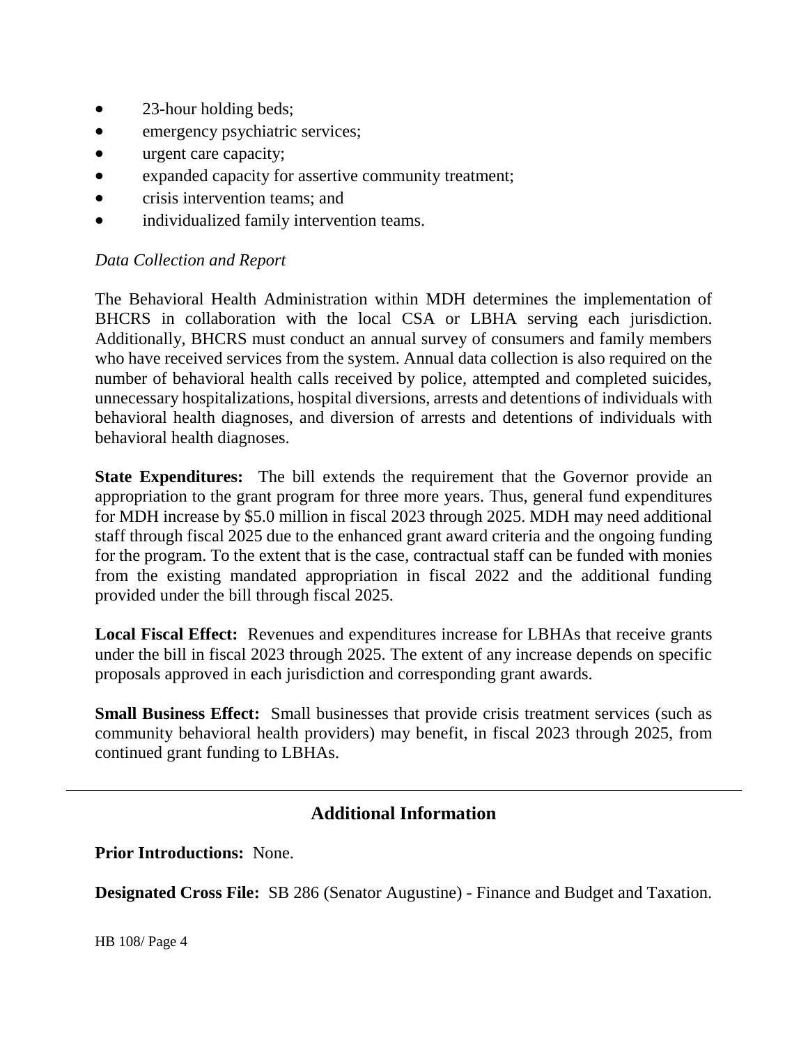- 23-hour holding beds;
- emergency psychiatric services;
- urgent care capacity;
- expanded capacity for assertive community treatment;
- crisis intervention teams; and
- individualized family intervention teams.

*Data Collection and Report*

The Behavioral Health Administration within MDH determines the implementation of BHCRS in collaboration with the local CSA or LBHA serving each jurisdiction. Additionally, BHCRS must conduct an annual survey of consumers and family members who have received services from the system. Annual data collection is also required on the number of behavioral health calls received by police, attempted and completed suicides, unnecessary hospitalizations, hospital diversions, arrests and detentions of individuals with behavioral health diagnoses, and diversion of arrests and detentions of individuals with behavioral health diagnoses.

**State Expenditures:** The bill extends the requirement that the Governor provide an appropriation to the grant program for three more years. Thus, general fund expenditures for MDH increase by $5.0 million in fiscal 2023 through 2025. MDH may need additional staff through fiscal 2025 due to the enhanced grant award criteria and the ongoing funding for the program. To the extent that is the case, contractual staff can be funded with monies from the existing mandated appropriation in fiscal 2022 and the additional funding provided under the bill through fiscal 2025.

**Local Fiscal Effect:** Revenues and expenditures increase for LBHAs that receive grants under the bill in fiscal 2023 through 2025. The extent of any increase depends on specific proposals approved in each jurisdiction and corresponding grant awards.

**Small Business Effect:** Small businesses that provide crisis treatment services (such as community behavioral health providers) may benefit, in fiscal 2023 through 2025, from continued grant funding to LBHAs.

---

## Additional Information

**Prior Introductions:** None.

**Designated Cross File:** SB 286 (Senator Augustine) - Finance and Budget and Taxation.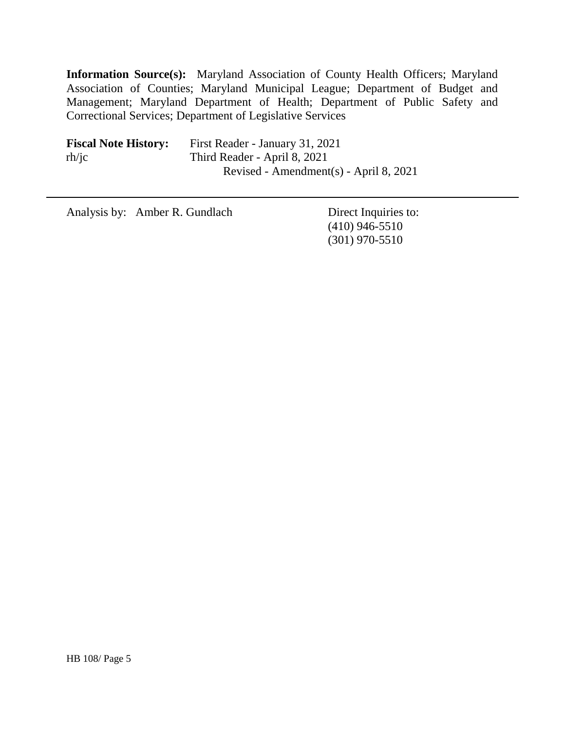**Information Source(s):** Maryland Association of County Health Officers; Maryland Association of Counties; Maryland Municipal League; Department of Budget and Management; Maryland Department of Health; Department of Public Safety and Correctional Services; Department of Legislative Services

**Fiscal Note History:** First Reader - January 31, 2021
rh/jc Third Reader - April 8, 2021
Revised - Amendment(s) - April 8, 2021

---

Analysis by: Amber R. Gundlach

Direct Inquiries to:
(410) 946-5510
(301) 970-5510